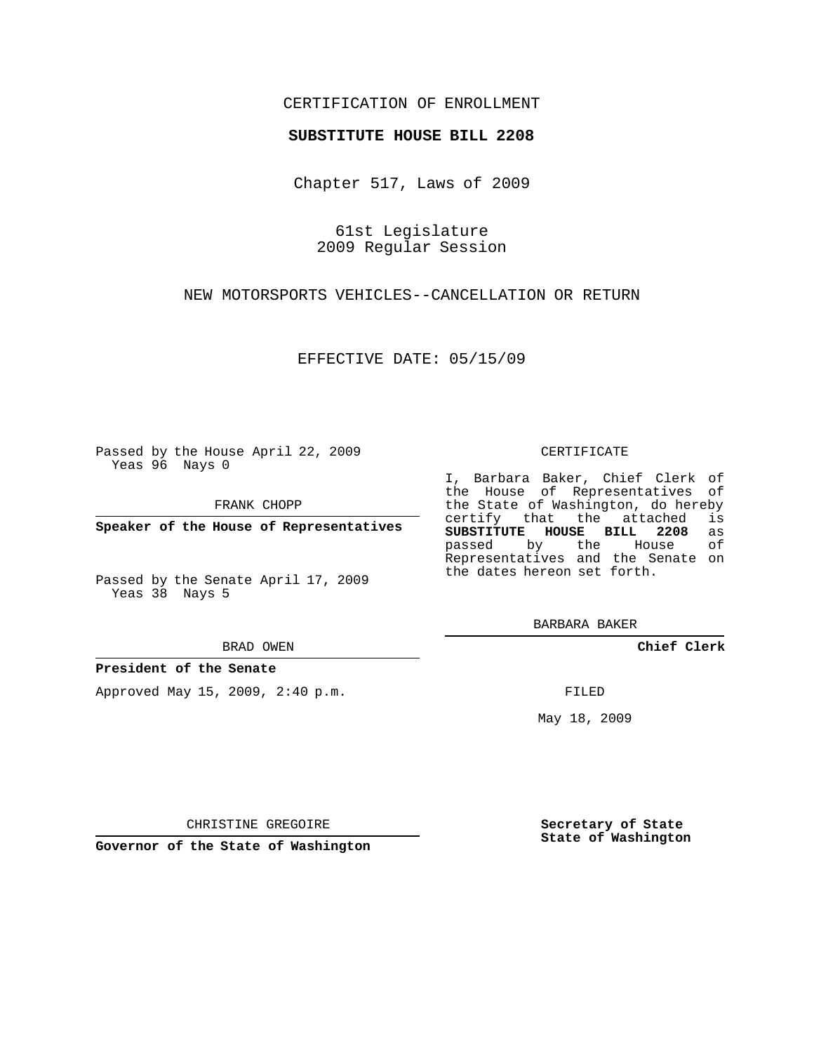CERTIFICATION OF ENROLLMENT

**SUBSTITUTE HOUSE BILL 2208**

Chapter 517, Laws of 2009

61st Legislature
2009 Regular Session

NEW MOTORSPORTS VEHICLES--CANCELLATION OR RETURN

EFFECTIVE DATE: 05/15/09

Passed by the House April 22, 2009
Yeas 96 Nays 0

FRANK CHOPP

**Speaker of the House of Representatives**

Passed by the Senate April 17, 2009
Yeas 38 Nays 5

BRAD OWEN

**President of the Senate**

Approved May 15, 2009, 2:40 p.m.

CHRISTINE GREGOIRE

**Governor of the State of Washington**

CERTIFICATE

I, Barbara Baker, Chief Clerk of the House of Representatives of the State of Washington, do hereby certify that the attached is **SUBSTITUTE HOUSE BILL 2208** as passed by the House of Representatives and the Senate on the dates hereon set forth.

BARBARA BAKER

**Chief Clerk**

FILED

May 18, 2009

**Secretary of State**
**State of Washington**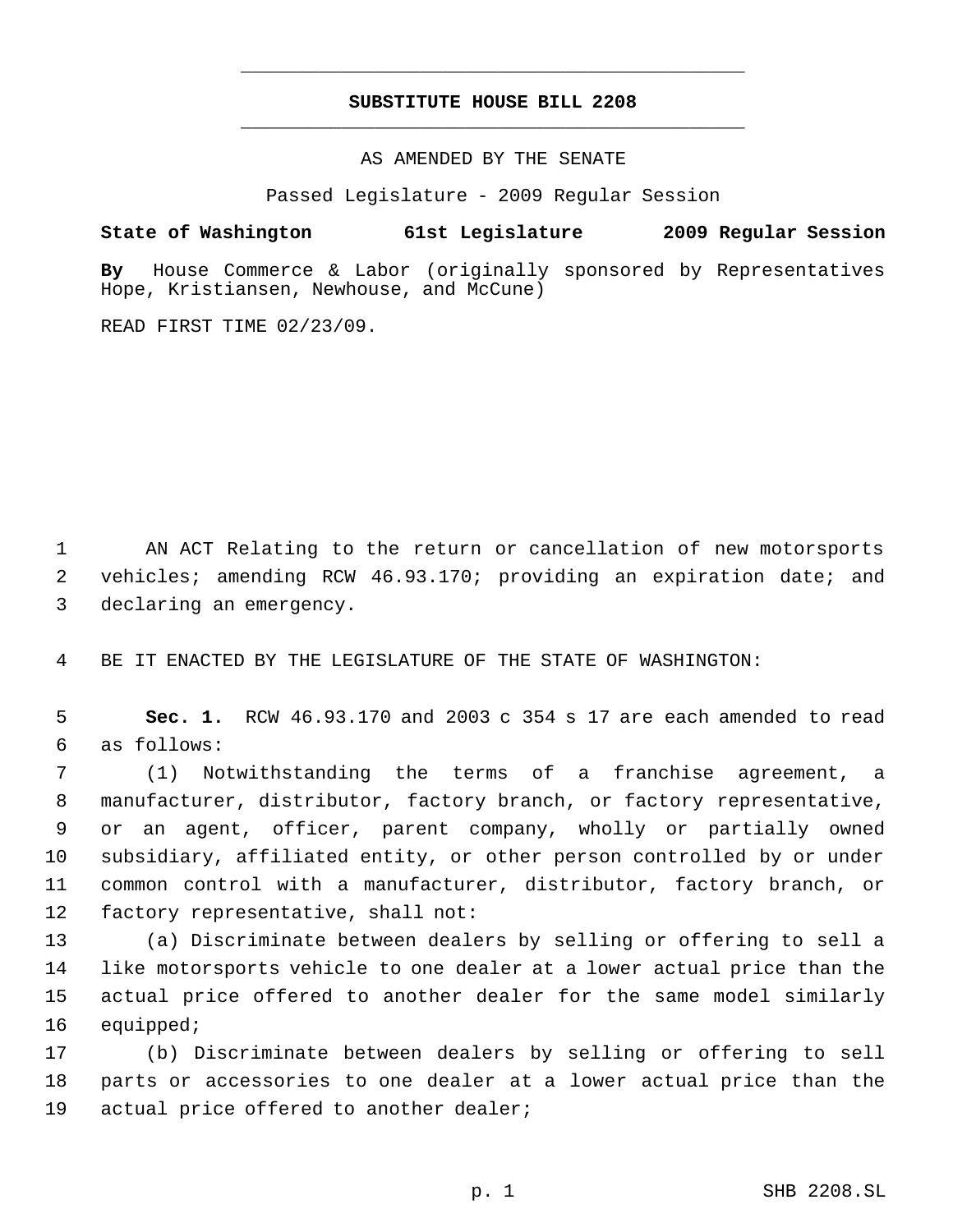**SUBSTITUTE HOUSE BILL 2208**

AS AMENDED BY THE SENATE

Passed Legislature - 2009 Regular Session

**State of Washington 61st Legislature 2009 Regular Session**

**By** House Commerce & Labor (originally sponsored by Representatives Hope, Kristiansen, Newhouse, and McCune)

READ FIRST TIME 02/23/09.

AN ACT Relating to the return or cancellation of new motorsports vehicles; amending RCW 46.93.170; providing an expiration date; and declaring an emergency.

BE IT ENACTED BY THE LEGISLATURE OF THE STATE OF WASHINGTON:

**Sec. 1.** RCW 46.93.170 and 2003 c 354 s 17 are each amended to read as follows:

(1) Notwithstanding the terms of a franchise agreement, a manufacturer, distributor, factory branch, or factory representative, or an agent, officer, parent company, wholly or partially owned subsidiary, affiliated entity, or other person controlled by or under common control with a manufacturer, distributor, factory branch, or factory representative, shall not:

(a) Discriminate between dealers by selling or offering to sell a like motorsports vehicle to one dealer at a lower actual price than the actual price offered to another dealer for the same model similarly equipped;

(b) Discriminate between dealers by selling or offering to sell parts or accessories to one dealer at a lower actual price than the actual price offered to another dealer;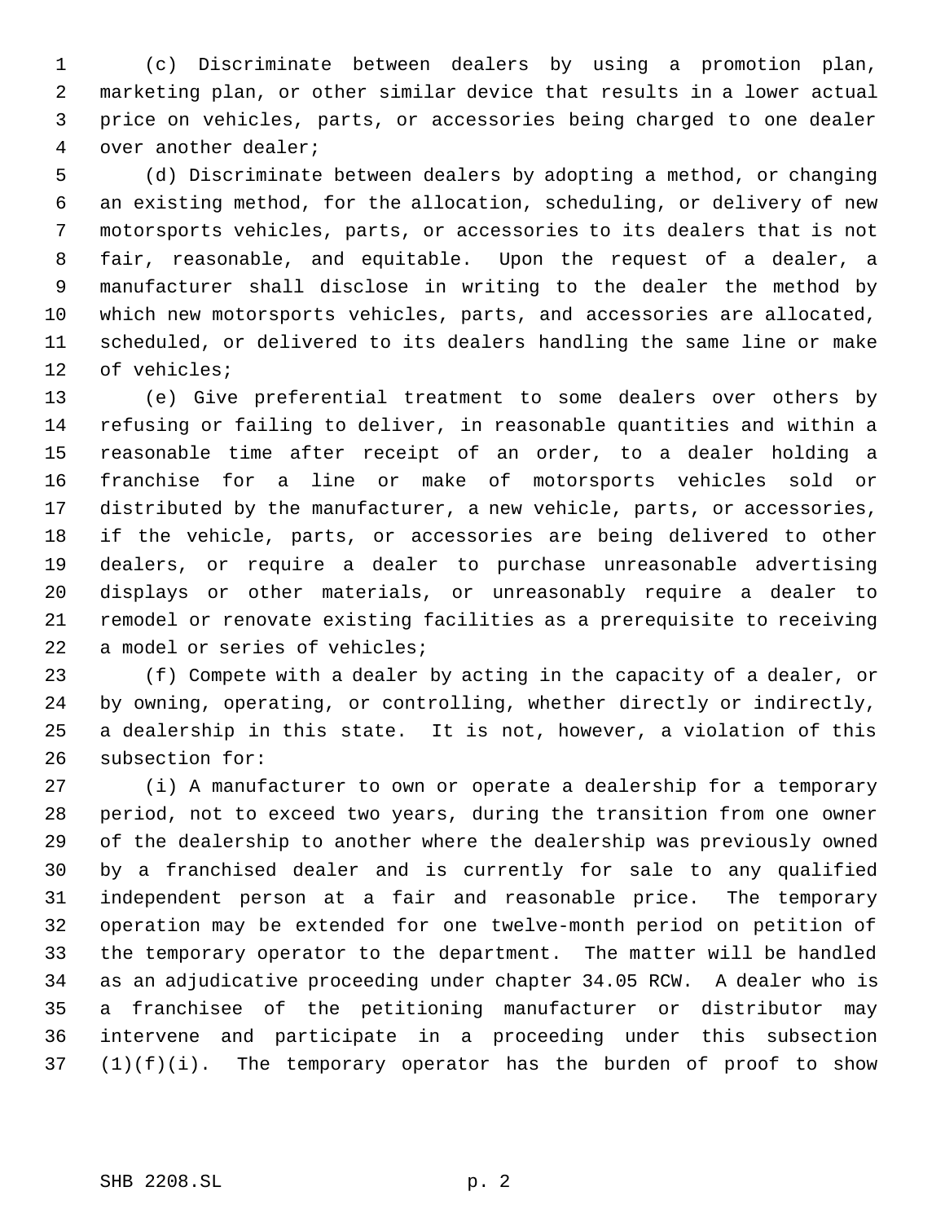(c) Discriminate between dealers by using a promotion plan, marketing plan, or other similar device that results in a lower actual price on vehicles, parts, or accessories being charged to one dealer over another dealer;

(d) Discriminate between dealers by adopting a method, or changing an existing method, for the allocation, scheduling, or delivery of new motorsports vehicles, parts, or accessories to its dealers that is not fair, reasonable, and equitable. Upon the request of a dealer, a manufacturer shall disclose in writing to the dealer the method by which new motorsports vehicles, parts, and accessories are allocated, scheduled, or delivered to its dealers handling the same line or make of vehicles;

(e) Give preferential treatment to some dealers over others by refusing or failing to deliver, in reasonable quantities and within a reasonable time after receipt of an order, to a dealer holding a franchise for a line or make of motorsports vehicles sold or distributed by the manufacturer, a new vehicle, parts, or accessories, if the vehicle, parts, or accessories are being delivered to other dealers, or require a dealer to purchase unreasonable advertising displays or other materials, or unreasonably require a dealer to remodel or renovate existing facilities as a prerequisite to receiving a model or series of vehicles;

(f) Compete with a dealer by acting in the capacity of a dealer, or by owning, operating, or controlling, whether directly or indirectly, a dealership in this state. It is not, however, a violation of this subsection for:

(i) A manufacturer to own or operate a dealership for a temporary period, not to exceed two years, during the transition from one owner of the dealership to another where the dealership was previously owned by a franchised dealer and is currently for sale to any qualified independent person at a fair and reasonable price. The temporary operation may be extended for one twelve-month period on petition of the temporary operator to the department. The matter will be handled as an adjudicative proceeding under chapter 34.05 RCW. A dealer who is a franchisee of the petitioning manufacturer or distributor may intervene and participate in a proceeding under this subsection (1)(f)(i). The temporary operator has the burden of proof to show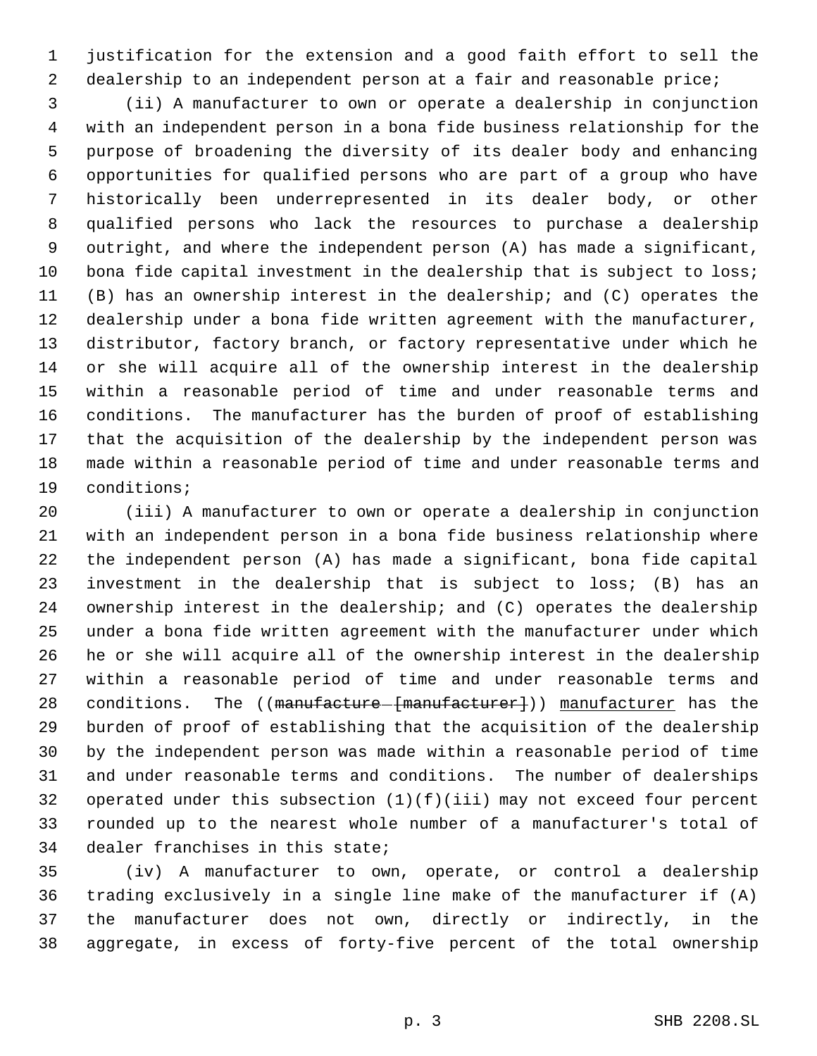justification for the extension and a good faith effort to sell the dealership to an independent person at a fair and reasonable price;

(ii) A manufacturer to own or operate a dealership in conjunction with an independent person in a bona fide business relationship for the purpose of broadening the diversity of its dealer body and enhancing opportunities for qualified persons who are part of a group who have historically been underrepresented in its dealer body, or other qualified persons who lack the resources to purchase a dealership outright, and where the independent person (A) has made a significant, bona fide capital investment in the dealership that is subject to loss; (B) has an ownership interest in the dealership; and (C) operates the dealership under a bona fide written agreement with the manufacturer, distributor, factory branch, or factory representative under which he or she will acquire all of the ownership interest in the dealership within a reasonable period of time and under reasonable terms and conditions. The manufacturer has the burden of proof of establishing that the acquisition of the dealership by the independent person was made within a reasonable period of time and under reasonable terms and conditions;

(iii) A manufacturer to own or operate a dealership in conjunction with an independent person in a bona fide business relationship where the independent person (A) has made a significant, bona fide capital investment in the dealership that is subject to loss; (B) has an ownership interest in the dealership; and (C) operates the dealership under a bona fide written agreement with the manufacturer under which he or she will acquire all of the ownership interest in the dealership within a reasonable period of time and under reasonable terms and conditions. The ((~~manufacture [manufacturer]~~)) <u>manufacturer</u> has the burden of proof of establishing that the acquisition of the dealership by the independent person was made within a reasonable period of time and under reasonable terms and conditions. The number of dealerships operated under this subsection (1)(f)(iii) may not exceed four percent rounded up to the nearest whole number of a manufacturer's total of dealer franchises in this state;

(iv) A manufacturer to own, operate, or control a dealership trading exclusively in a single line make of the manufacturer if (A) the manufacturer does not own, directly or indirectly, in the aggregate, in excess of forty-five percent of the total ownership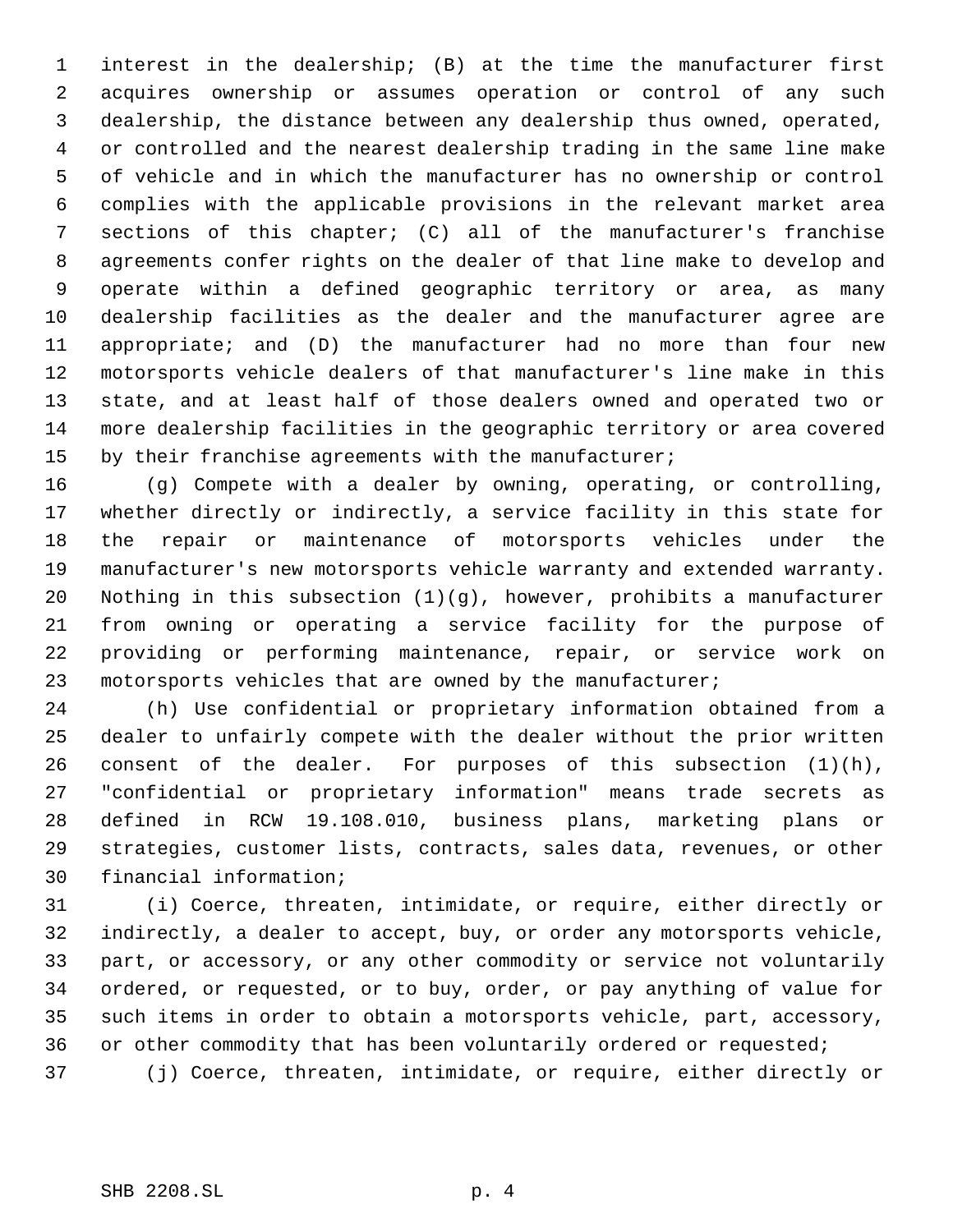interest in the dealership; (B) at the time the manufacturer first acquires ownership or assumes operation or control of any such dealership, the distance between any dealership thus owned, operated, or controlled and the nearest dealership trading in the same line make of vehicle and in which the manufacturer has no ownership or control complies with the applicable provisions in the relevant market area sections of this chapter; (C) all of the manufacturer's franchise agreements confer rights on the dealer of that line make to develop and operate within a defined geographic territory or area, as many dealership facilities as the dealer and the manufacturer agree are appropriate; and (D) the manufacturer had no more than four new motorsports vehicle dealers of that manufacturer's line make in this state, and at least half of those dealers owned and operated two or more dealership facilities in the geographic territory or area covered by their franchise agreements with the manufacturer;

(g) Compete with a dealer by owning, operating, or controlling, whether directly or indirectly, a service facility in this state for the repair or maintenance of motorsports vehicles under the manufacturer's new motorsports vehicle warranty and extended warranty. Nothing in this subsection (1)(g), however, prohibits a manufacturer from owning or operating a service facility for the purpose of providing or performing maintenance, repair, or service work on motorsports vehicles that are owned by the manufacturer;

(h) Use confidential or proprietary information obtained from a dealer to unfairly compete with the dealer without the prior written consent of the dealer. For purposes of this subsection (1)(h), "confidential or proprietary information" means trade secrets as defined in RCW 19.108.010, business plans, marketing plans or strategies, customer lists, contracts, sales data, revenues, or other financial information;

(i) Coerce, threaten, intimidate, or require, either directly or indirectly, a dealer to accept, buy, or order any motorsports vehicle, part, or accessory, or any other commodity or service not voluntarily ordered, or requested, or to buy, order, or pay anything of value for such items in order to obtain a motorsports vehicle, part, accessory, or other commodity that has been voluntarily ordered or requested;

(j) Coerce, threaten, intimidate, or require, either directly or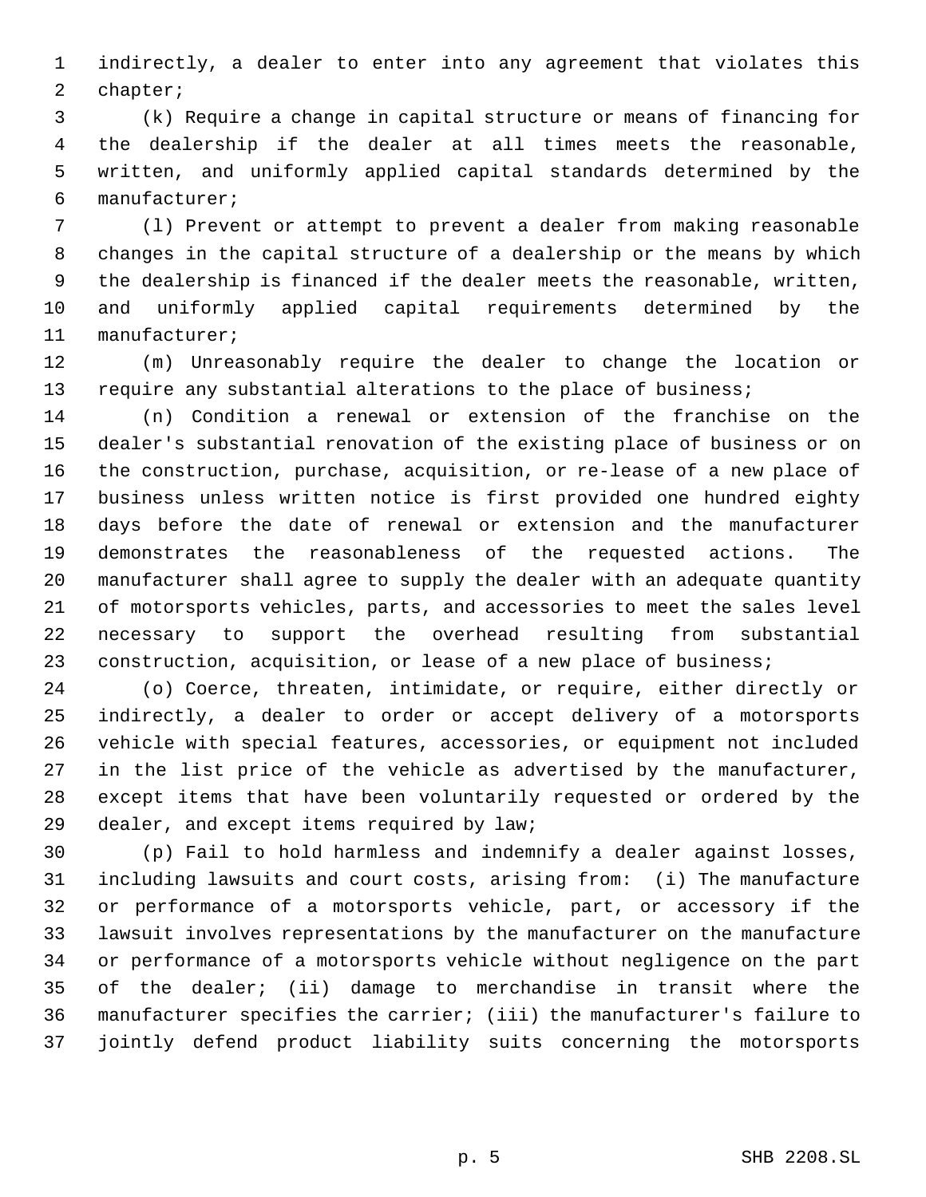indirectly, a dealer to enter into any agreement that violates this chapter;

(k) Require a change in capital structure or means of financing for the dealership if the dealer at all times meets the reasonable, written, and uniformly applied capital standards determined by the manufacturer;

(l) Prevent or attempt to prevent a dealer from making reasonable changes in the capital structure of a dealership or the means by which the dealership is financed if the dealer meets the reasonable, written, and uniformly applied capital requirements determined by the manufacturer;

(m) Unreasonably require the dealer to change the location or require any substantial alterations to the place of business;

(n) Condition a renewal or extension of the franchise on the dealer's substantial renovation of the existing place of business or on the construction, purchase, acquisition, or re-lease of a new place of business unless written notice is first provided one hundred eighty days before the date of renewal or extension and the manufacturer demonstrates the reasonableness of the requested actions. The manufacturer shall agree to supply the dealer with an adequate quantity of motorsports vehicles, parts, and accessories to meet the sales level necessary to support the overhead resulting from substantial construction, acquisition, or lease of a new place of business;

(o) Coerce, threaten, intimidate, or require, either directly or indirectly, a dealer to order or accept delivery of a motorsports vehicle with special features, accessories, or equipment not included in the list price of the vehicle as advertised by the manufacturer, except items that have been voluntarily requested or ordered by the dealer, and except items required by law;

(p) Fail to hold harmless and indemnify a dealer against losses, including lawsuits and court costs, arising from: (i) The manufacture or performance of a motorsports vehicle, part, or accessory if the lawsuit involves representations by the manufacturer on the manufacture or performance of a motorsports vehicle without negligence on the part of the dealer; (ii) damage to merchandise in transit where the manufacturer specifies the carrier; (iii) the manufacturer's failure to jointly defend product liability suits concerning the motorsports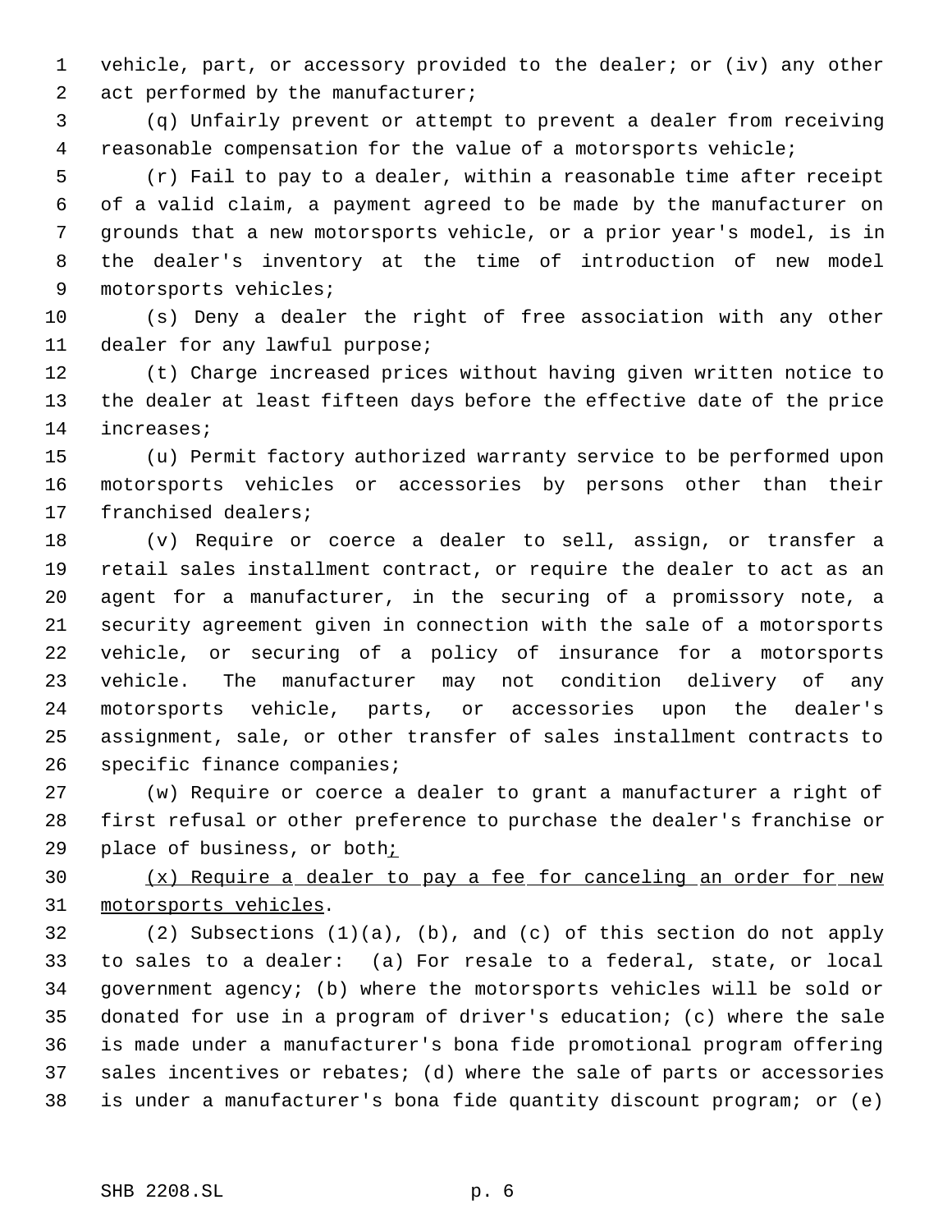vehicle, part, or accessory provided to the dealer; or (iv) any other act performed by the manufacturer;

(q) Unfairly prevent or attempt to prevent a dealer from receiving reasonable compensation for the value of a motorsports vehicle;

(r) Fail to pay to a dealer, within a reasonable time after receipt of a valid claim, a payment agreed to be made by the manufacturer on grounds that a new motorsports vehicle, or a prior year's model, is in the dealer's inventory at the time of introduction of new model motorsports vehicles;

(s) Deny a dealer the right of free association with any other dealer for any lawful purpose;

(t) Charge increased prices without having given written notice to the dealer at least fifteen days before the effective date of the price increases;

(u) Permit factory authorized warranty service to be performed upon motorsports vehicles or accessories by persons other than their franchised dealers;

(v) Require or coerce a dealer to sell, assign, or transfer a retail sales installment contract, or require the dealer to act as an agent for a manufacturer, in the securing of a promissory note, a security agreement given in connection with the sale of a motorsports vehicle, or securing of a policy of insurance for a motorsports vehicle. The manufacturer may not condition delivery of any motorsports vehicle, parts, or accessories upon the dealer's assignment, sale, or other transfer of sales installment contracts to specific finance companies;

(w) Require or coerce a dealer to grant a manufacturer a right of first refusal or other preference to purchase the dealer's franchise or place of business, or both<u>;</u>

<u>(x) Require a dealer to pay a fee for canceling an order for new motorsports vehicles</u>.

(2) Subsections (1)(a), (b), and (c) of this section do not apply to sales to a dealer: (a) For resale to a federal, state, or local government agency; (b) where the motorsports vehicles will be sold or donated for use in a program of driver's education; (c) where the sale is made under a manufacturer's bona fide promotional program offering sales incentives or rebates; (d) where the sale of parts or accessories is under a manufacturer's bona fide quantity discount program; or (e)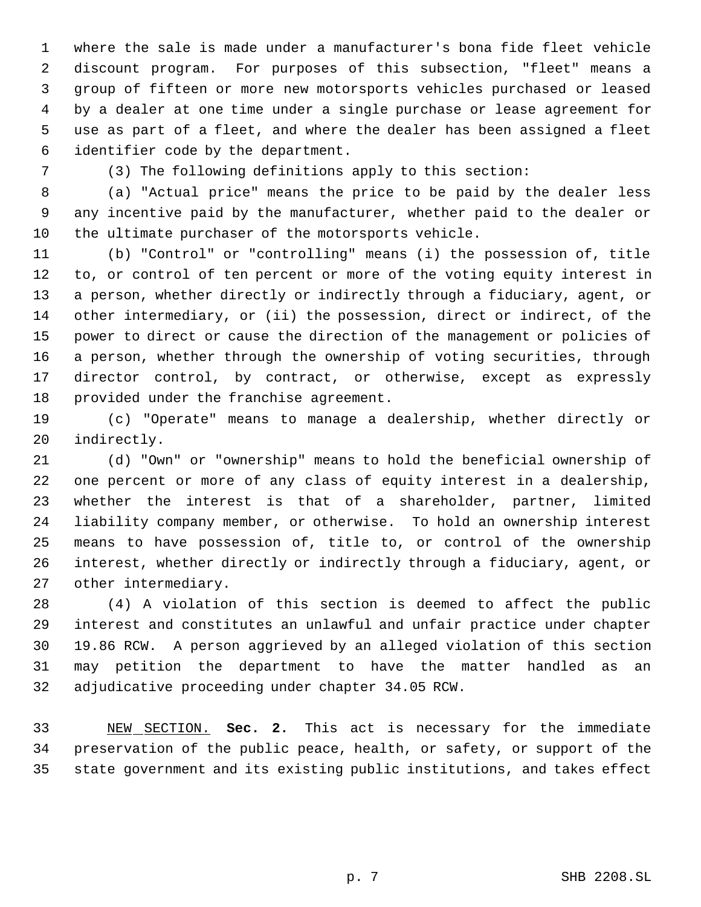where the sale is made under a manufacturer's bona fide fleet vehicle discount program. For purposes of this subsection, "fleet" means a group of fifteen or more new motorsports vehicles purchased or leased by a dealer at one time under a single purchase or lease agreement for use as part of a fleet, and where the dealer has been assigned a fleet identifier code by the department.

(3) The following definitions apply to this section:

(a) "Actual price" means the price to be paid by the dealer less any incentive paid by the manufacturer, whether paid to the dealer or the ultimate purchaser of the motorsports vehicle.

(b) "Control" or "controlling" means (i) the possession of, title to, or control of ten percent or more of the voting equity interest in a person, whether directly or indirectly through a fiduciary, agent, or other intermediary, or (ii) the possession, direct or indirect, of the power to direct or cause the direction of the management or policies of a person, whether through the ownership of voting securities, through director control, by contract, or otherwise, except as expressly provided under the franchise agreement.

(c) "Operate" means to manage a dealership, whether directly or indirectly.

(d) "Own" or "ownership" means to hold the beneficial ownership of one percent or more of any class of equity interest in a dealership, whether the interest is that of a shareholder, partner, limited liability company member, or otherwise. To hold an ownership interest means to have possession of, title to, or control of the ownership interest, whether directly or indirectly through a fiduciary, agent, or other intermediary.

(4) A violation of this section is deemed to affect the public interest and constitutes an unlawful and unfair practice under chapter 19.86 RCW. A person aggrieved by an alleged violation of this section may petition the department to have the matter handled as an adjudicative proceeding under chapter 34.05 RCW.

NEW SECTION. **Sec. 2.** This act is necessary for the immediate preservation of the public peace, health, or safety, or support of the state government and its existing public institutions, and takes effect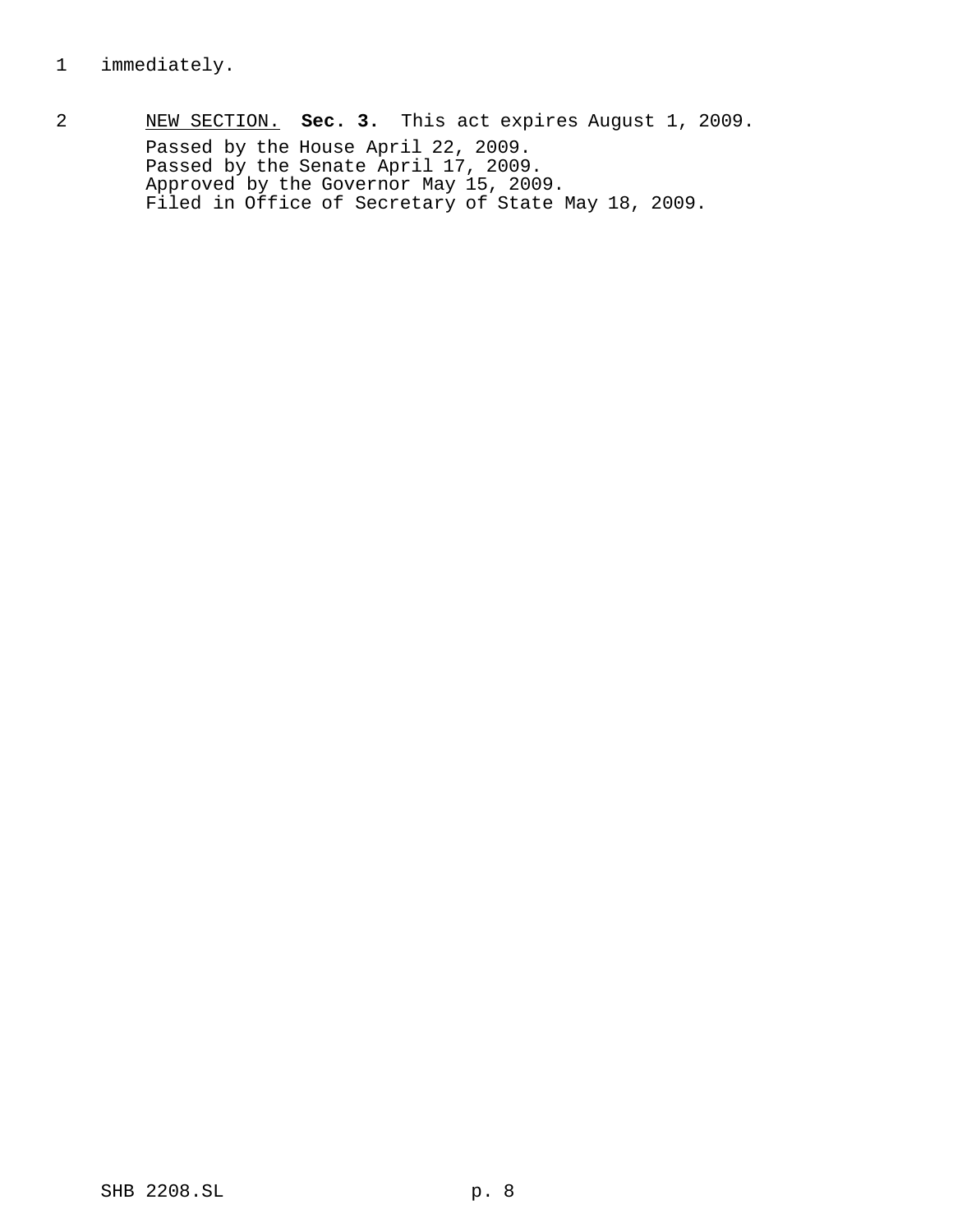immediately.

NEW SECTION. **Sec. 3.** This act expires August 1, 2009.

Passed by the House April 22, 2009.
Passed by the Senate April 17, 2009.
Approved by the Governor May 15, 2009.
Filed in Office of Secretary of State May 18, 2009.